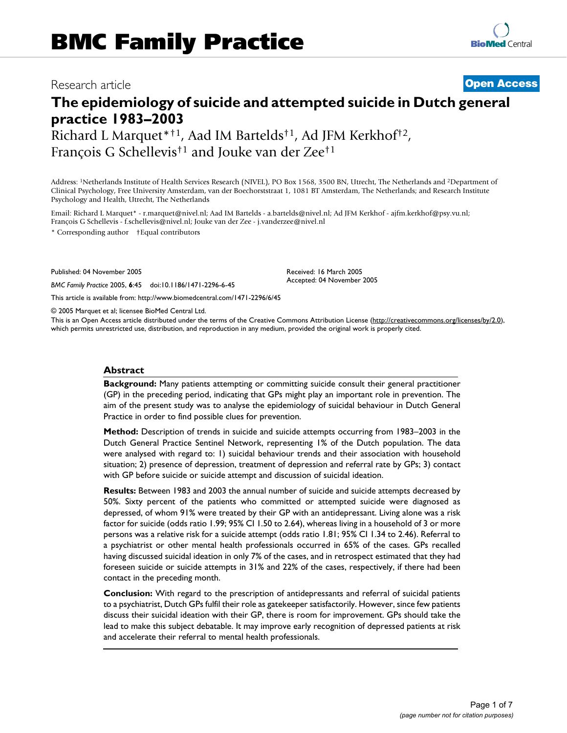# BMC Family Practice

Research article

**Open Access**

# The epidemiology of suicide and attempted suicide in Dutch general practice 1983–2003

Richard L Marquet*†1, Aad IM Bartelds†1, Ad JFM Kerkhof†2, François G Schellevis†1 and Jouke van der Zee†1

Address: 1Netherlands Institute of Health Services Research (NIVEL), PO Box 1568, 3500 BN, Utrecht, The Netherlands and 2Department of Clinical Psychology, Free University Amsterdam, van der Boechorststraat 1, 1081 BT Amsterdam, The Netherlands; and Research Institute Psychology and Health, Utrecht, The Netherlands

Email: Richard L Marquet* - r.marquet@nivel.nl; Aad IM Bartelds - a.bartelds@nivel.nl; Ad JFM Kerkhof - ajfm.kerkhof@psy.vu.nl; François G Schellevis - f.schellevis@nivel.nl; Jouke van der Zee - j.vanderzee@nivel.nl

\* Corresponding author †Equal contributors

Published: 04 November 2005

*BMC Family Practice* 2005, **6**:45 doi:10.1186/1471-2296-6-45

Received: 16 March 2005
Accepted: 04 November 2005

This article is available from: http://www.biomedcentral.com/1471-2296/6/45

© 2005 Marquet et al; licensee BioMed Central Ltd.

This is an Open Access article distributed under the terms of the Creative Commons Attribution License (http://creativecommons.org/licenses/by/2.0), which permits unrestricted use, distribution, and reproduction in any medium, provided the original work is properly cited.

## Abstract

**Background:** Many patients attempting or committing suicide consult their general practitioner (GP) in the preceding period, indicating that GPs might play an important role in prevention. The aim of the present study was to analyse the epidemiology of suicidal behaviour in Dutch General Practice in order to find possible clues for prevention.

**Method:** Description of trends in suicide and suicide attempts occurring from 1983–2003 in the Dutch General Practice Sentinel Network, representing 1% of the Dutch population. The data were analysed with regard to: 1) suicidal behaviour trends and their association with household situation; 2) presence of depression, treatment of depression and referral rate by GPs; 3) contact with GP before suicide or suicide attempt and discussion of suicidal ideation.

**Results:** Between 1983 and 2003 the annual number of suicide and suicide attempts decreased by 50%. Sixty percent of the patients who committed or attempted suicide were diagnosed as depressed, of whom 91% were treated by their GP with an antidepressant. Living alone was a risk factor for suicide (odds ratio 1.99; 95% CI 1.50 to 2.64), whereas living in a household of 3 or more persons was a relative risk for a suicide attempt (odds ratio 1.81; 95% CI 1.34 to 2.46). Referral to a psychiatrist or other mental health professionals occurred in 65% of the cases. GPs recalled having discussed suicidal ideation in only 7% of the cases, and in retrospect estimated that they had foreseen suicide or suicide attempts in 31% and 22% of the cases, respectively, if there had been contact in the preceding month.

**Conclusion:** With regard to the prescription of antidepressants and referral of suicidal patients to a psychiatrist, Dutch GPs fulfil their role as gatekeeper satisfactorily. However, since few patients discuss their suicidal ideation with their GP, there is room for improvement. GPs should take the lead to make this subject debatable. It may improve early recognition of depressed patients at risk and accelerate their referral to mental health professionals.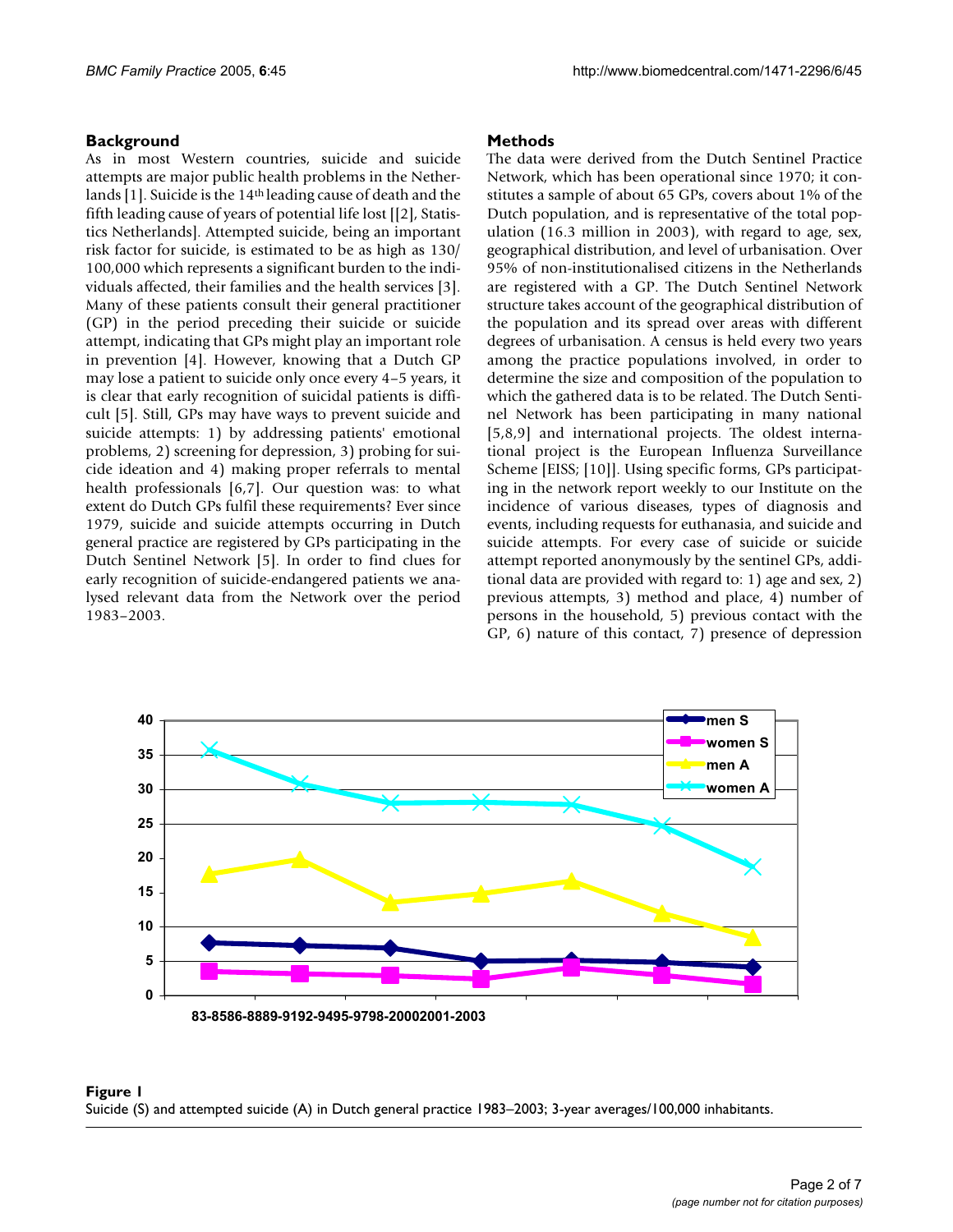## Background

As in most Western countries, suicide and suicide attempts are major public health problems in the Netherlands [1]. Suicide is the 14th leading cause of death and the fifth leading cause of years of potential life lost [[2], Statistics Netherlands]. Attempted suicide, being an important risk factor for suicide, is estimated to be as high as 130/100,000 which represents a significant burden to the individuals affected, their families and the health services [3]. Many of these patients consult their general practitioner (GP) in the period preceding their suicide or suicide attempt, indicating that GPs might play an important role in prevention [4]. However, knowing that a Dutch GP may lose a patient to suicide only once every 4–5 years, it is clear that early recognition of suicidal patients is difficult [5]. Still, GPs may have ways to prevent suicide and suicide attempts: 1) by addressing patients' emotional problems, 2) screening for depression, 3) probing for suicide ideation and 4) making proper referrals to mental health professionals [6,7]. Our question was: to what extent do Dutch GPs fulfil these requirements? Ever since 1979, suicide and suicide attempts occurring in Dutch general practice are registered by GPs participating in the Dutch Sentinel Network [5]. In order to find clues for early recognition of suicide-endangered patients we analysed relevant data from the Network over the period 1983–2003.

## Methods

The data were derived from the Dutch Sentinel Practice Network, which has been operational since 1970; it constitutes a sample of about 65 GPs, covers about 1% of the Dutch population, and is representative of the total population (16.3 million in 2003), with regard to age, sex, geographical distribution, and level of urbanisation. Over 95% of non-institutionalised citizens in the Netherlands are registered with a GP. The Dutch Sentinel Network structure takes account of the geographical distribution of the population and its spread over areas with different degrees of urbanisation. A census is held every two years among the practice populations involved, in order to determine the size and composition of the population to which the gathered data is to be related. The Dutch Sentinel Network has been participating in many national [5,8,9] and international projects. The oldest international project is the European Influenza Surveillance Scheme [EISS; [10]]. Using specific forms, GPs participating in the network report weekly to our Institute on the incidence of various diseases, types of diagnosis and events, including requests for euthanasia, and suicide and suicide attempts. For every case of suicide or suicide attempt reported anonymously by the sentinel GPs, additional data are provided with regard to: 1) age and sex, 2) previous attempts, 3) method and place, 4) number of persons in the household, 5) previous contact with the GP, 6) nature of this contact, 7) presence of depression

**Figure 1**
Suicide (S) and attempted suicide (A) in Dutch general practice 1983–2003; 3-year averages/100,000 inhabitants.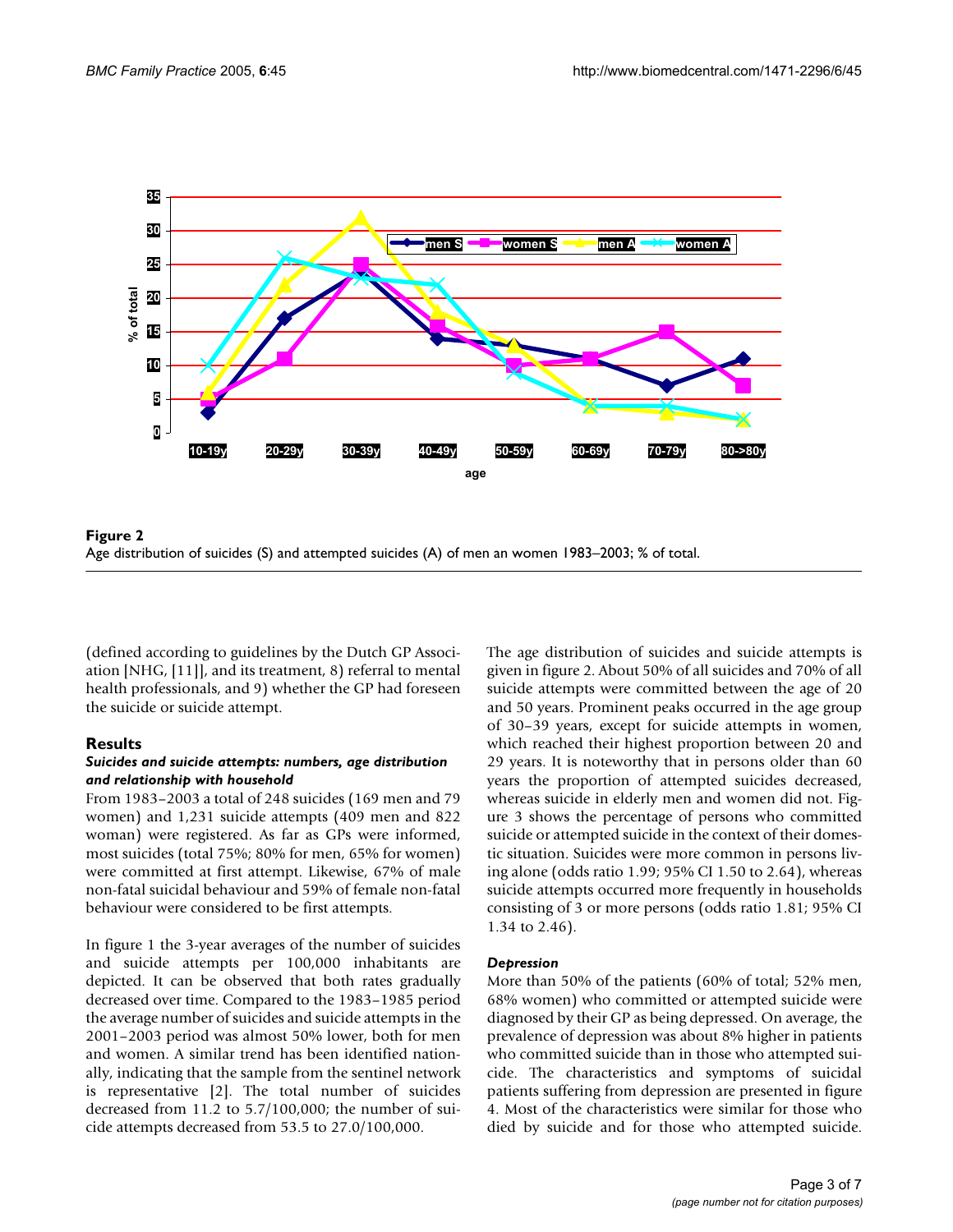**Figure 2**
Age distribution of suicides (S) and attempted suicides (A) of men an women 1983–2003; % of total.

(defined according to guidelines by the Dutch GP Association [NHG, [11]], and its treatment, 8) referral to mental health professionals, and 9) whether the GP had foreseen the suicide or suicide attempt.

## Results

### *Suicides and suicide attempts: numbers, age distribution and relationship with household*

From 1983–2003 a total of 248 suicides (169 men and 79 women) and 1,231 suicide attempts (409 men and 822 woman) were registered. As far as GPs were informed, most suicides (total 75%; 80% for men, 65% for women) were committed at first attempt. Likewise, 67% of male non-fatal suicidal behaviour and 59% of female non-fatal behaviour were considered to be first attempts.

In figure 1 the 3-year averages of the number of suicides and suicide attempts per 100,000 inhabitants are depicted. It can be observed that both rates gradually decreased over time. Compared to the 1983–1985 period the average number of suicides and suicide attempts in the 2001–2003 period was almost 50% lower, both for men and women. A similar trend has been identified nationally, indicating that the sample from the sentinel network is representative [2]. The total number of suicides decreased from 11.2 to 5.7/100,000; the number of suicide attempts decreased from 53.5 to 27.0/100,000.

The age distribution of suicides and suicide attempts is given in figure 2. About 50% of all suicides and 70% of all suicide attempts were committed between the age of 20 and 50 years. Prominent peaks occurred in the age group of 30–39 years, except for suicide attempts in women, which reached their highest proportion between 20 and 29 years. It is noteworthy that in persons older than 60 years the proportion of attempted suicides decreased, whereas suicide in elderly men and women did not. Figure 3 shows the percentage of persons who committed suicide or attempted suicide in the context of their domestic situation. Suicides were more common in persons living alone (odds ratio 1.99; 95% CI 1.50 to 2.64), whereas suicide attempts occurred more frequently in households consisting of 3 or more persons (odds ratio 1.81; 95% CI 1.34 to 2.46).

### *Depression*

More than 50% of the patients (60% of total; 52% men, 68% women) who committed or attempted suicide were diagnosed by their GP as being depressed. On average, the prevalence of depression was about 8% higher in patients who committed suicide than in those who attempted suicide. The characteristics and symptoms of suicidal patients suffering from depression are presented in figure 4. Most of the characteristics were similar for those who died by suicide and for those who attempted suicide.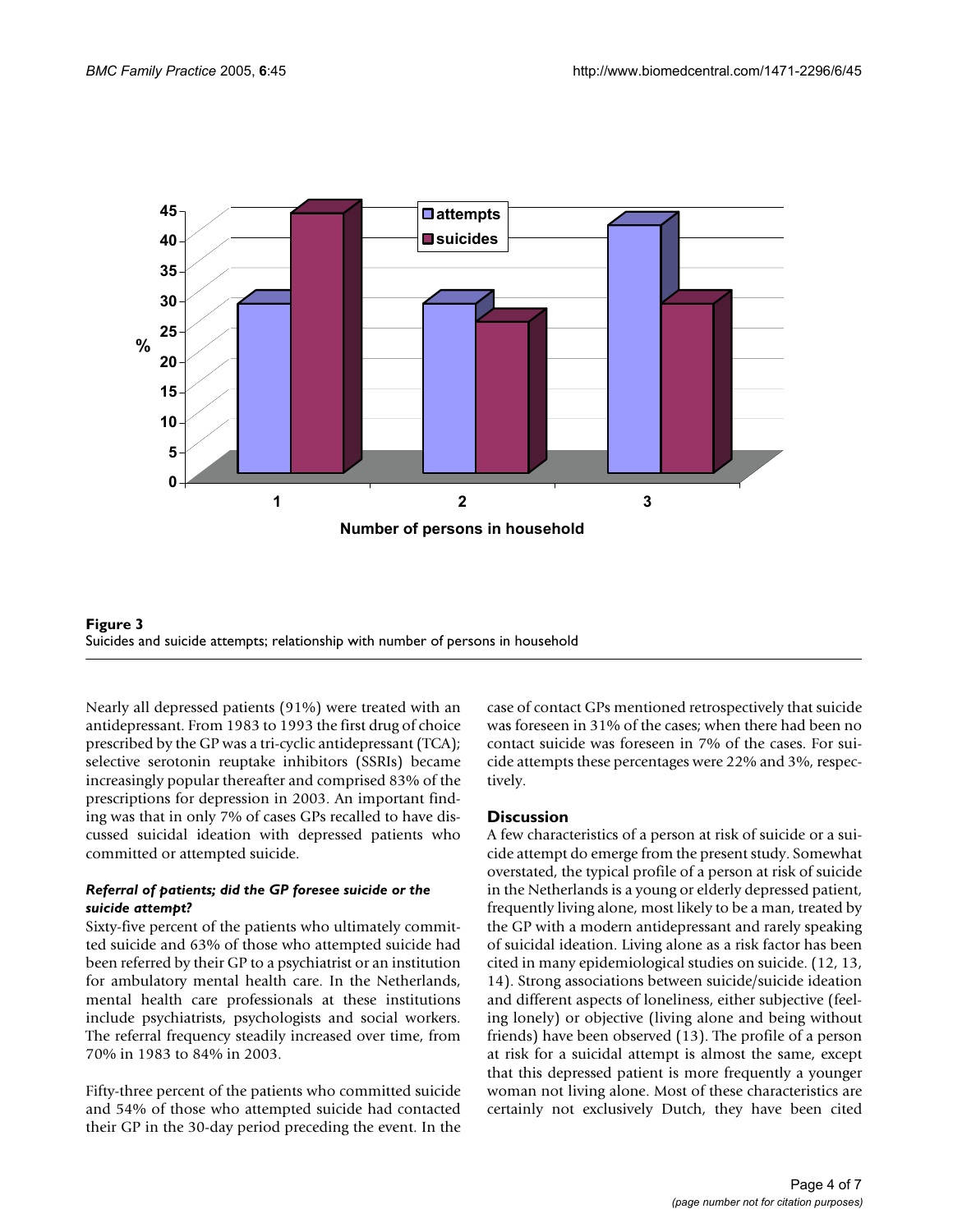**Figure 3**
Suicides and suicide attempts; relationship with number of persons in household

Nearly all depressed patients (91%) were treated with an antidepressant. From 1983 to 1993 the first drug of choice prescribed by the GP was a tri-cyclic antidepressant (TCA); selective serotonin reuptake inhibitors (SSRIs) became increasingly popular thereafter and comprised 83% of the prescriptions for depression in 2003. An important finding was that in only 7% of cases GPs recalled to have discussed suicidal ideation with depressed patients who committed or attempted suicide.

### *Referral of patients; did the GP foresee suicide or the suicide attempt?*

Sixty-five percent of the patients who ultimately committed suicide and 63% of those who attempted suicide had been referred by their GP to a psychiatrist or an institution for ambulatory mental health care. In the Netherlands, mental health care professionals at these institutions include psychiatrists, psychologists and social workers. The referral frequency steadily increased over time, from 70% in 1983 to 84% in 2003.

Fifty-three percent of the patients who committed suicide and 54% of those who attempted suicide had contacted their GP in the 30-day period preceding the event. In the case of contact GPs mentioned retrospectively that suicide was foreseen in 31% of the cases; when there had been no contact suicide was foreseen in 7% of the cases. For suicide attempts these percentages were 22% and 3%, respectively.

## Discussion

A few characteristics of a person at risk of suicide or a suicide attempt do emerge from the present study. Somewhat overstated, the typical profile of a person at risk of suicide in the Netherlands is a young or elderly depressed patient, frequently living alone, most likely to be a man, treated by the GP with a modern antidepressant and rarely speaking of suicidal ideation. Living alone as a risk factor has been cited in many epidemiological studies on suicide. (12, 13, 14). Strong associations between suicide/suicide ideation and different aspects of loneliness, either subjective (feeling lonely) or objective (living alone and being without friends) have been observed (13). The profile of a person at risk for a suicidal attempt is almost the same, except that this depressed patient is more frequently a younger woman not living alone. Most of these characteristics are certainly not exclusively Dutch, they have been cited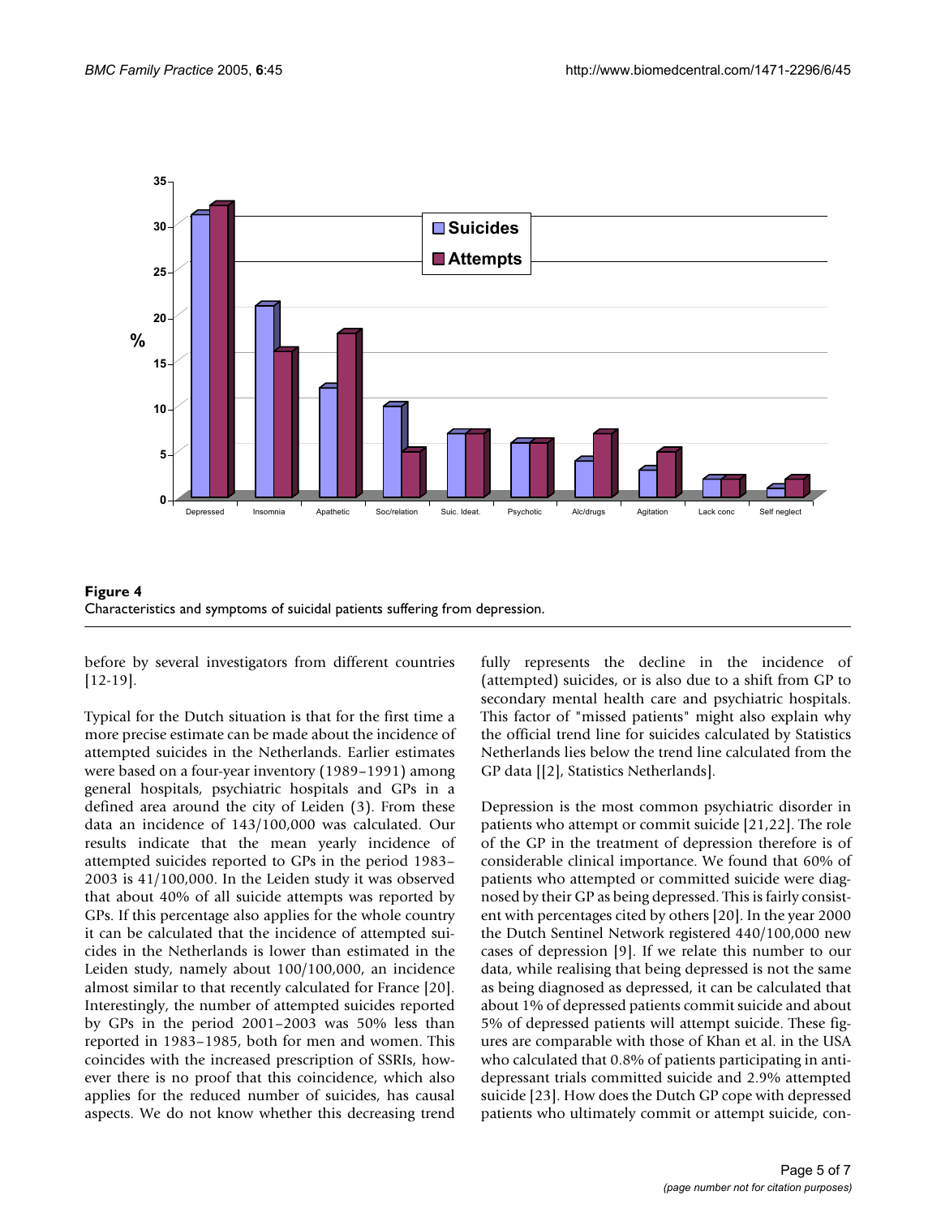**Figure 4**
Characteristics and symptoms of suicidal patients suffering from depression.

before by several investigators from different countries [12-19].

Typical for the Dutch situation is that for the first time a more precise estimate can be made about the incidence of attempted suicides in the Netherlands. Earlier estimates were based on a four-year inventory (1989–1991) among general hospitals, psychiatric hospitals and GPs in a defined area around the city of Leiden (3). From these data an incidence of 143/100,000 was calculated. Our results indicate that the mean yearly incidence of attempted suicides reported to GPs in the period 1983–2003 is 41/100,000. In the Leiden study it was observed that about 40% of all suicide attempts was reported by GPs. If this percentage also applies for the whole country it can be calculated that the incidence of attempted suicides in the Netherlands is lower than estimated in the Leiden study, namely about 100/100,000, an incidence almost similar to that recently calculated for France [20]. Interestingly, the number of attempted suicides reported by GPs in the period 2001–2003 was 50% less than reported in 1983–1985, both for men and women. This coincides with the increased prescription of SSRIs, however there is no proof that this coincidence, which also applies for the reduced number of suicides, has causal aspects. We do not know whether this decreasing trend fully represents the decline in the incidence of (attempted) suicides, or is also due to a shift from GP to secondary mental health care and psychiatric hospitals. This factor of "missed patients" might also explain why the official trend line for suicides calculated by Statistics Netherlands lies below the trend line calculated from the GP data [[2], Statistics Netherlands].

Depression is the most common psychiatric disorder in patients who attempt or commit suicide [21,22]. The role of the GP in the treatment of depression therefore is of considerable clinical importance. We found that 60% of patients who attempted or committed suicide were diagnosed by their GP as being depressed. This is fairly consistent with percentages cited by others [20]. In the year 2000 the Dutch Sentinel Network registered 440/100,000 new cases of depression [9]. If we relate this number to our data, while realising that being depressed is not the same as being diagnosed as depressed, it can be calculated that about 1% of depressed patients commit suicide and about 5% of depressed patients will attempt suicide. These figures are comparable with those of Khan et al. in the USA who calculated that 0.8% of patients participating in antidepressant trials committed suicide and 2.9% attempted suicide [23]. How does the Dutch GP cope with depressed patients who ultimately commit or attempt suicide, con-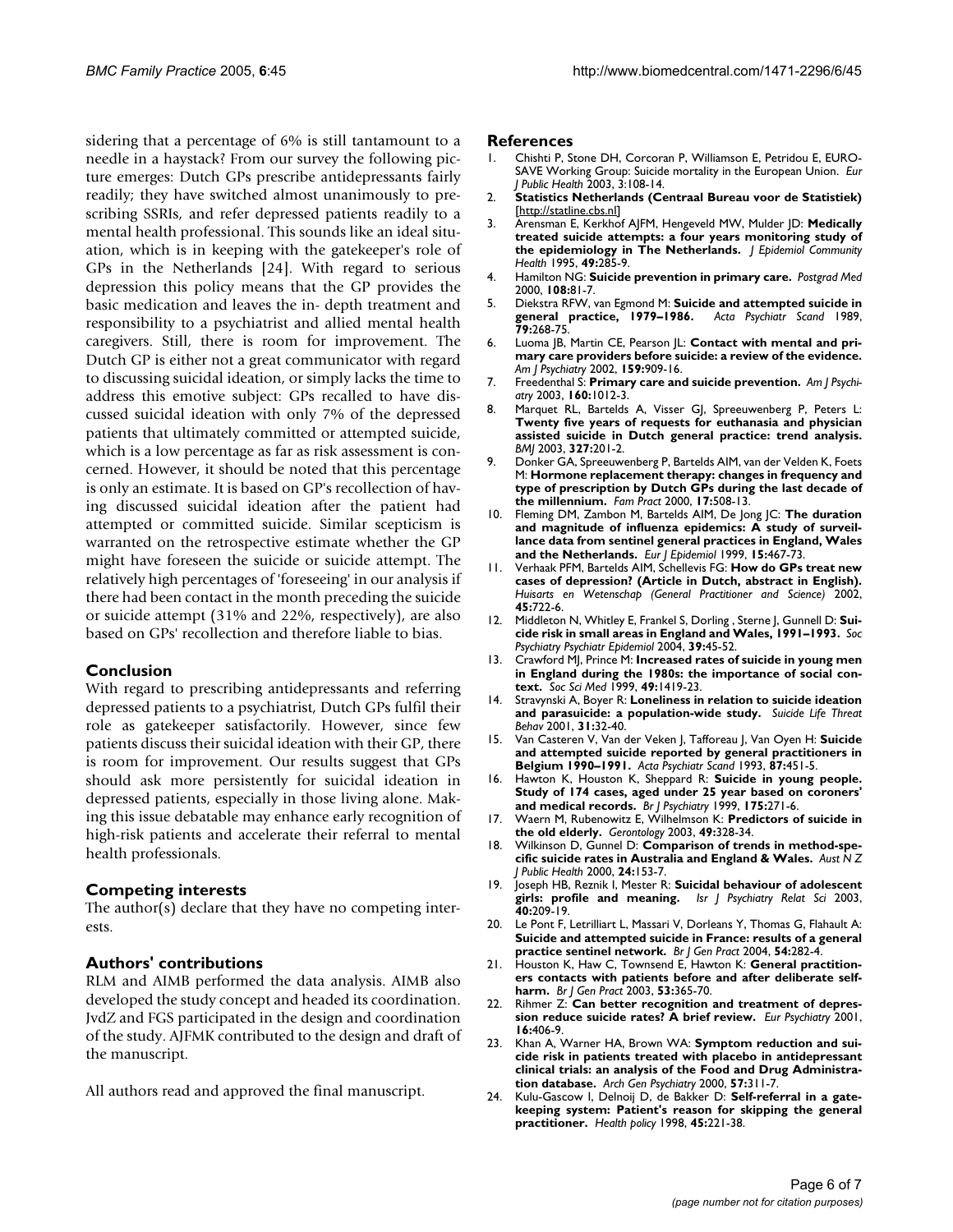sidering that a percentage of 6% is still tantamount to a needle in a haystack? From our survey the following picture emerges: Dutch GPs prescribe antidepressants fairly readily; they have switched almost unanimously to prescribing SSRIs, and refer depressed patients readily to a mental health professional. This sounds like an ideal situation, which is in keeping with the gatekeeper's role of GPs in the Netherlands [24]. With regard to serious depression this policy means that the GP provides the basic medication and leaves the in- depth treatment and responsibility to a psychiatrist and allied mental health caregivers. Still, there is room for improvement. The Dutch GP is either not a great communicator with regard to discussing suicidal ideation, or simply lacks the time to address this emotive subject: GPs recalled to have discussed suicidal ideation with only 7% of the depressed patients that ultimately committed or attempted suicide, which is a low percentage as far as risk assessment is concerned. However, it should be noted that this percentage is only an estimate. It is based on GP's recollection of having discussed suicidal ideation after the patient had attempted or committed suicide. Similar scepticism is warranted on the retrospective estimate whether the GP might have foreseen the suicide or suicide attempt. The relatively high percentages of 'foreseeing' in our analysis if there had been contact in the month preceding the suicide or suicide attempt (31% and 22%, respectively), are also based on GPs' recollection and therefore liable to bias.

## Conclusion

With regard to prescribing antidepressants and referring depressed patients to a psychiatrist, Dutch GPs fulfil their role as gatekeeper satisfactorily. However, since few patients discuss their suicidal ideation with their GP, there is room for improvement. Our results suggest that GPs should ask more persistently for suicidal ideation in depressed patients, especially in those living alone. Making this issue debatable may enhance early recognition of high-risk patients and accelerate their referral to mental health professionals.

## Competing interests

The author(s) declare that they have no competing interests.

## Authors' contributions

RLM and AIMB performed the data analysis. AIMB also developed the study concept and headed its coordination. JvdZ and FGS participated in the design and coordination of the study. AJFMK contributed to the design and draft of the manuscript.

All authors read and approved the final manuscript.

## References

1. Chishti P, Stone DH, Corcoran P, Williamson E, Petridou E, EURO-SAVE Working Group: Suicide mortality in the European Union. *Eur J Public Health* 2003, 3:108-14.
2. **Statistics Netherlands (Centraal Bureau voor de Statistiek)** [http://statline.cbs.nl]
3. Arensman E, Kerkhof AJFM, Hengeveld MW, Mulder JD: **Medically treated suicide attempts: a four years monitoring study of the epidemiology in The Netherlands.** *J Epidemiol Community Health* 1995, **49:**285-9.
4. Hamilton NG: **Suicide prevention in primary care.** *Postgrad Med* 2000, **108:**81-7.
5. Diekstra RFW, van Egmond M: **Suicide and attempted suicide in general practice, 1979–1986.** *Acta Psychiatr Scand* 1989, **79:**268-75.
6. Luoma JB, Martin CE, Pearson JL: **Contact with mental and primary care providers before suicide: a review of the evidence.** *Am J Psychiatry* 2002, **159:**909-16.
7. Freedenthal S: **Primary care and suicide prevention.** *Am J Psychiatry* 2003, **160:**1012-3.
8. Marquet RL, Bartelds A, Visser GJ, Spreeuwenberg P, Peters L: **Twenty five years of requests for euthanasia and physician assisted suicide in Dutch general practice: trend analysis.** *BMJ* 2003, **327:**201-2.
9. Donker GA, Spreeuwenberg P, Bartelds AIM, van der Velden K, Foets M: **Hormone replacement therapy: changes in frequency and type of prescription by Dutch GPs during the last decade of the millennium.** *Fam Pract* 2000, **17:**508-13.
10. Fleming DM, Zambon M, Bartelds AIM, De Jong JC: **The duration and magnitude of influenza epidemics: A study of surveillance data from sentinel general practices in England, Wales and the Netherlands.** *Eur J Epidemiol* 1999, **15:**467-73.
11. Verhaak PFM, Bartelds AIM, Schellevis FG: **How do GPs treat new cases of depression? (Article in Dutch, abstract in English).** *Huisarts en Wetenschap (General Practitioner and Science)* 2002, **45:**722-6.
12. Middleton N, Whitley E, Frankel S, Dorling , Sterne J, Gunnell D: **Suicide risk in small areas in England and Wales, 1991–1993.** *Soc Psychiatry Psychiatr Epidemiol* 2004, **39:**45-52.
13. Crawford MJ, Prince M: **Increased rates of suicide in young men in England during the 1980s: the importance of social context.** *Soc Sci Med* 1999, **49:**1419-23.
14. Stravynski A, Boyer R: **Loneliness in relation to suicide ideation and parasuicide: a population-wide study.** *Suicide Life Threat Behav* 2001, **31:**32-40.
15. Van Casteren V, Van der Veken J, Tafforeau J, Van Oyen H: **Suicide and attempted suicide reported by general practitioners in Belgium 1990–1991.** *Acta Psychiatr Scand* 1993, **87:**451-5.
16. Hawton K, Houston K, Sheppard R: **Suicide in young people. Study of 174 cases, aged under 25 year based on coroners' and medical records.** *Br J Psychiatry* 1999, **175:**271-6.
17. Waern M, Rubenowitz E, Wilhelmson K: **Predictors of suicide in the old elderly.** *Gerontology* 2003, **49:**328-34.
18. Wilkinson D, Gunnel D: **Comparison of trends in method-specific suicide rates in Australia and England & Wales.** *Aust N Z J Public Health* 2000, **24:**153-7.
19. Joseph HB, Reznik I, Mester R: **Suicidal behaviour of adolescent girls: profile and meaning.** *Isr J Psychiatry Relat Sci* 2003, **40:**209-19.
20. Le Pont F, Letrilliart L, Massari V, Dorleans Y, Thomas G, Flahault A: **Suicide and attempted suicide in France: results of a general practice sentinel network.** *Br J Gen Pract* 2004, **54:**282-4.
21. Houston K, Haw C, Townsend E, Hawton K: **General practitioners contacts with patients before and after deliberate self-harm.** *Br J Gen Pract* 2003, **53:**365-70.
22. Rihmer Z: **Can better recognition and treatment of depression reduce suicide rates? A brief review.** *Eur Psychiatry* 2001, **16:**406-9.
23. Khan A, Warner HA, Brown WA: **Symptom reduction and suicide risk in patients treated with placebo in antidepressant clinical trials: an analysis of the Food and Drug Administration database.** *Arch Gen Psychiatry* 2000, **57:**311-7.
24. Kulu-Gascow I, Delnoij D, de Bakker D: **Self-referral in a gatekeeping system: Patient's reason for skipping the general practitioner.** *Health policy* 1998, **45:**221-38.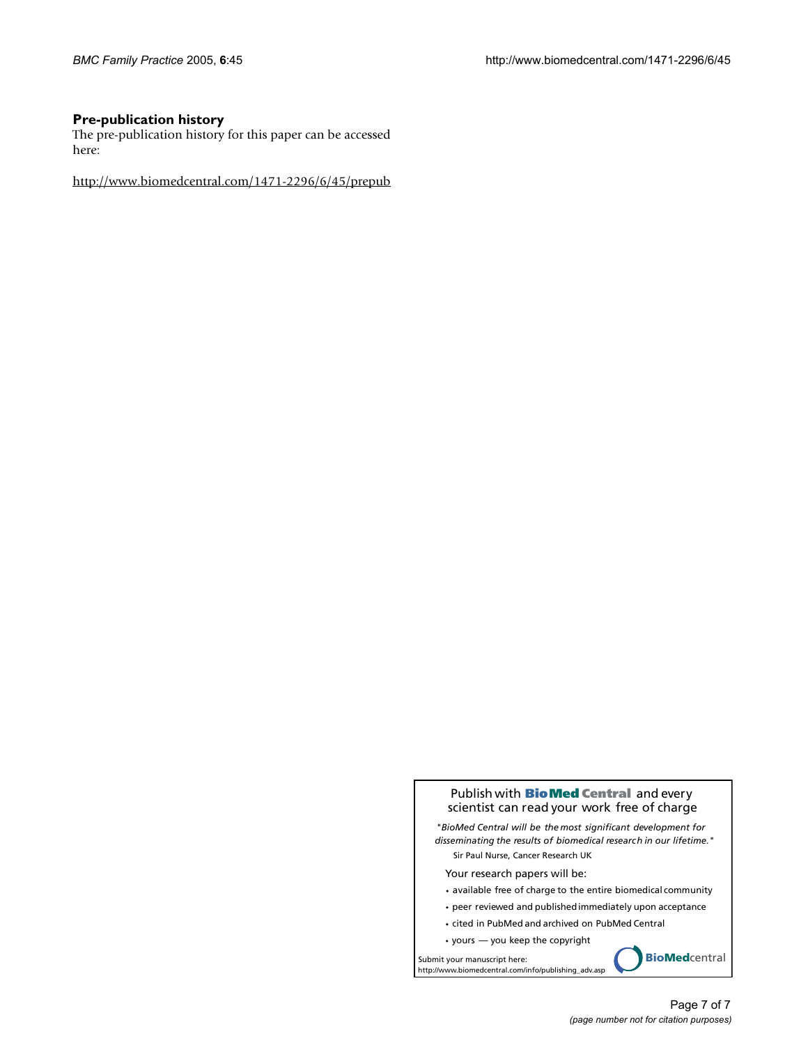### Pre-publication history

The pre-publication history for this paper can be accessed here:

http://www.biomedcentral.com/1471-2296/6/45/prepub

Publish with **BioMed Central** and every scientist can read your work free of charge

*"BioMed Central will be the most significant development for disseminating the results of biomedical research in our lifetime."*
Sir Paul Nurse, Cancer Research UK

Your research papers will be:

- available free of charge to the entire biomedical community
- peer reviewed and published immediately upon acceptance
- cited in PubMed and archived on PubMed Central
- yours — you keep the copyright

Submit your manuscript here:
http://www.biomedcentral.com/info/publishing_adv.asp

**BioMed**central